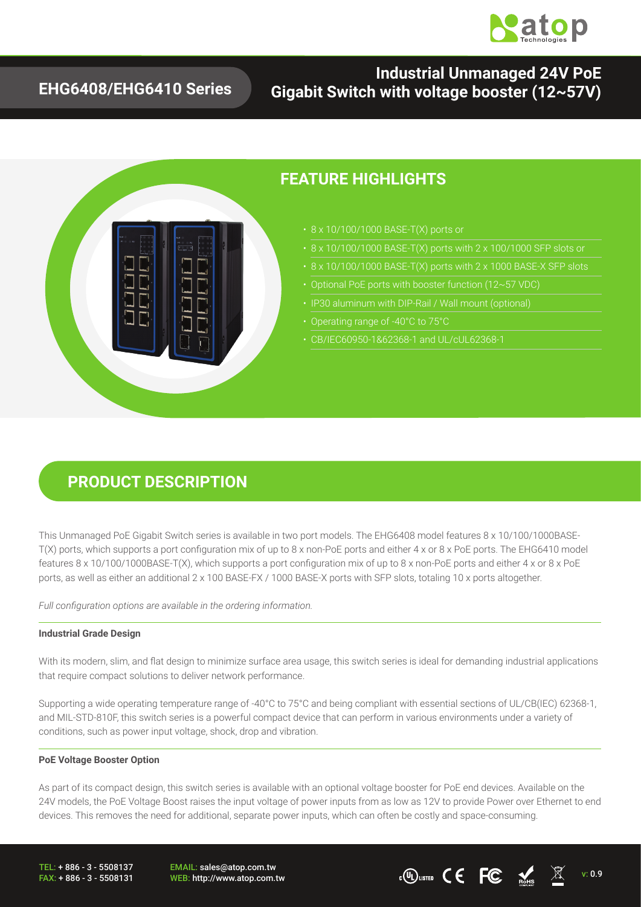# EHG6408/EHG6410 Series

## Industrial Unmanaged 24V PoE Gigabit Switch with voltage booster (12~57V)

## FEATURE HIGHLIGHTS

- 8 x 10/100/1000 BASE-T(X) ports or
- 8 x 10/100/1000 BASE-T(X) ports with 2 x 100/1000 SFP slots or
- 8 x 10/100/1000 BASE-T(X) ports with 2 x 1000 BASE-X SFP slots
- Optional PoE ports with booster function (12~57 VDC)
- IP30 aluminum with DIP-Rail / Wall mount (optional)
- Operating range of -40°C to 75°C
- CB/IEC60950-1&62368-1 and UL/cUL62368-1

## PRODUCT DESCRIPTION

This Unmanaged PoE Gigabit Switch series is available in two port models. The EHG6408 model features 8 x 10/100/1000BASE-T(X) ports, which supports a port configuration mix of up to 8 x non-PoE ports and either 4 x or 8 x PoE ports. The EHG6410 model features 8 x 10/100/1000BASE-T(X), which supports a port configuration mix of up to 8 x non-PoE ports and either 4 x or 8 x PoE ports, as well as either an additional 2 x 100 BASE-FX / 1000 BASE-X ports with SFP slots, totaling 10 x ports altogether.

*Full configuration options are available in the ordering information.*

**Industrial Grade Design**

With its modern, slim, and flat design to minimize surface area usage, this switch series is ideal for demanding industrial applications that require compact solutions to deliver network performance.

Supporting a wide operating temperature range of -40°C to 75°C and being compliant with essential sections of UL/CB(IEC) 62368-1, and MIL-STD-810F, this switch series is a powerful compact device that can perform in various environments under a variety of conditions, such as power input voltage, shock, drop and vibration.

**PoE Voltage Booster Option**

As part of its compact design, this switch series is available with an optional voltage booster for PoE end devices. Available on the 24V models, the PoE Voltage Boost raises the input voltage of power inputs from as low as 12V to provide Power over Ethernet to end devices. This removes the need for additional, separate power inputs, which can often be costly and space-consuming.

TEL: + 886 - 3 - 5508137
FAX: + 886 - 3 - 5508131

EMAIL: sales@atop.com.tw
WEB: http://www.atop.com.tw

v: 0.9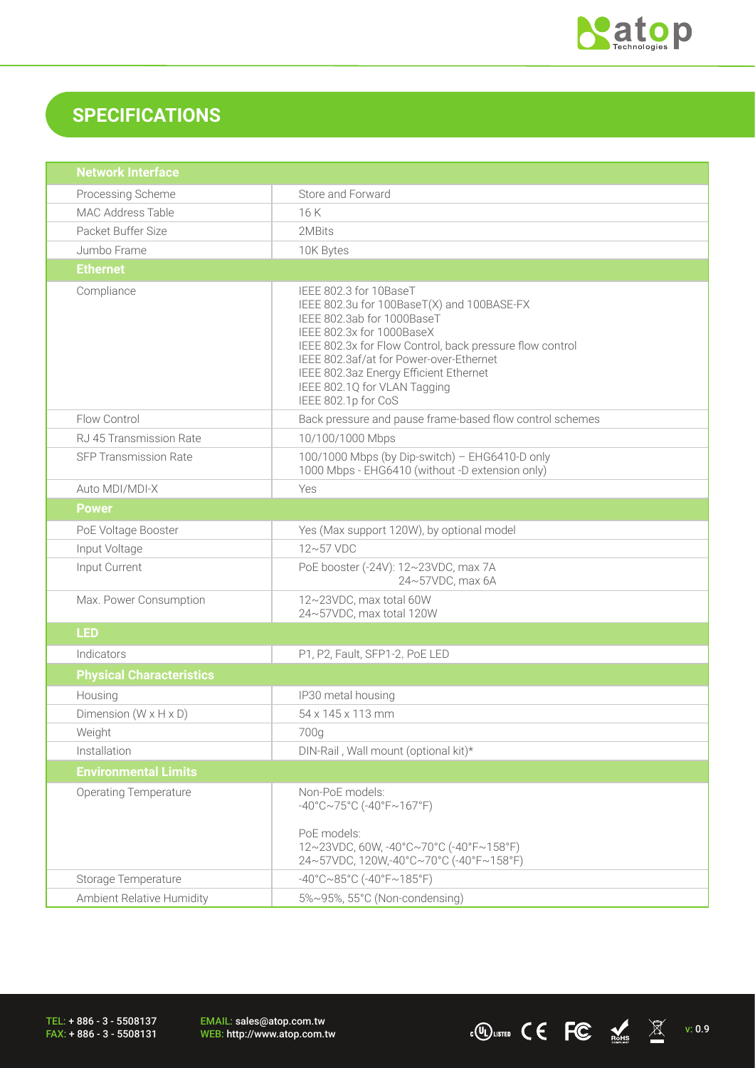## SPECIFICATIONS

| Network Interface | |
|---|---|
| Processing Scheme | Store and Forward |
| MAC Address Table | 16 K |
| Packet Buffer Size | 2MBits |
| Jumbo Frame | 10K Bytes |
| **Ethernet** | |
| Compliance | IEEE 802.3 for 10BaseT<br>IEEE 802.3u for 100BaseT(X) and 100BASE-FX<br>IEEE 802.3ab for 1000BaseT<br>IEEE 802.3x for 1000BaseX<br>IEEE 802.3x for Flow Control, back pressure flow control<br>IEEE 802.3af/at for Power-over-Ethernet<br>IEEE 802.3az Energy Efficient Ethernet<br>IEEE 802.1Q for VLAN Tagging<br>IEEE 802.1p for CoS |
| Flow Control | Back pressure and pause frame-based flow control schemes |
| RJ 45 Transmission Rate | 10/100/1000 Mbps |
| SFP Transmission Rate | 100/1000 Mbps (by Dip-switch) – EHG6410-D only<br>1000 Mbps - EHG6410 (without -D extension only) |
| Auto MDI/MDI-X | Yes |
| **Power** | |
| PoE Voltage Booster | Yes (Max support 120W), by optional model |
| Input Voltage | 12~57 VDC |
| Input Current | PoE booster (-24V): 12~23VDC, max 7A<br>24~57VDC, max 6A |
| Max. Power Consumption | 12~23VDC, max total 60W<br>24~57VDC, max total 120W |
| **LED** | |
| Indicators | P1, P2, Fault, SFP1-2, PoE LED |
| **Physical Characteristics** | |
| Housing | IP30 metal housing |
| Dimension (W x H x D) | 54 x 145 x 113 mm |
| Weight | 700g |
| Installation | DIN-Rail , Wall mount (optional kit)* |
| **Environmental Limits** | |
| Operating Temperature | Non-PoE models:<br>-40°C~75°C (-40°F~167°F)<br><br>PoE models:<br>12~23VDC, 60W, -40°C~70°C (-40°F~158°F)<br>24~57VDC, 120W,-40°C~70°C (-40°F~158°F) |
| Storage Temperature | -40°C~85°C (-40°F~185°F) |
| Ambient Relative Humidity | 5%~95%, 55°C (Non-condensing) |

TEL: + 886 - 3 - 5508137
FAX: + 886 - 3 - 5508131
EMAIL: sales@atop.com.tw
WEB: http://www.atop.com.tw
v: 0.9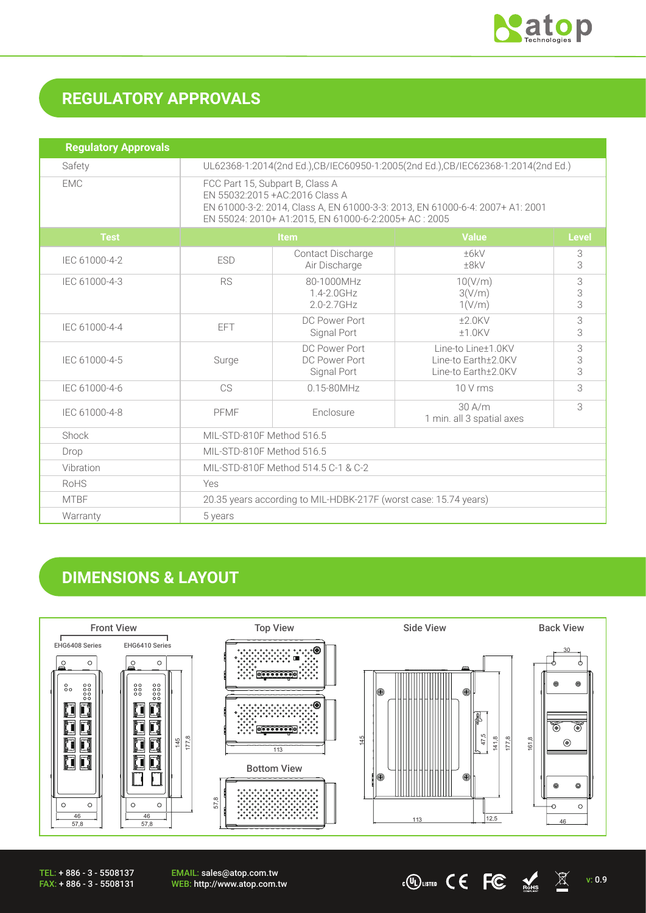## REGULATORY APPROVALS

| Regulatory Approvals | | | | |
|---|---|---|---|---|
| Safety | UL62368-1:2014(2nd Ed.),CB/IEC60950-1:2005(2nd Ed.),CB/IEC62368-1:2014(2nd Ed.) | | | |
| EMC | FCC Part 15, Subpart B, Class A<br>EN 55032:2015 +AC:2016 Class A<br>EN 61000-3-2: 2014, Class A, EN 61000-3-3: 2013, EN 61000-6-4: 2007+ A1: 2001<br>EN 55024: 2010+ A1:2015, EN 61000-6-2:2005+ AC : 2005 | | | |
| **Test** | **Item** | | **Value** | **Level** |
| IEC 61000-4-2 | ESD | Contact Discharge<br>Air Discharge | ±6kV<br>±8kV | 3<br>3 |
| IEC 61000-4-3 | RS | 80-1000MHz<br>1.4-2.0GHz<br>2.0-2.7GHz | 10(V/m)<br>3(V/m)<br>1(V/m) | 3<br>3<br>3 |
| IEC 61000-4-4 | EFT | DC Power Port<br>Signal Port | ±2.0KV<br>±1.0KV | 3<br>3 |
| IEC 61000-4-5 | Surge | DC Power Port<br>DC Power Port<br>Signal Port | Line-to Line±1.0KV<br>Line-to Earth±2.0KV<br>Line-to Earth±2.0KV | 3<br>3<br>3 |
| IEC 61000-4-6 | CS | 0.15-80MHz | 10 V rms | 3 |
| IEC 61000-4-8 | PFMF | Enclosure | 30 A/m<br>1 min. all 3 spatial axes | 3 |
| Shock | MIL-STD-810F Method 516.5 | | | |
| Drop | MIL-STD-810F Method 516.5 | | | |
| Vibration | MIL-STD-810F Method 514.5 C-1 & C-2 | | | |
| RoHS | Yes | | | |
| MTBF | 20.35 years according to MIL-HDBK-217F (worst case: 15.74 years) | | | |
| Warranty | 5 years | | | |

## DIMENSIONS & LAYOUT

Front View: EHG6408 Series, EHG6410 Series

Top View

Bottom View

Side View

Back View

TEL: + 886 - 3 - 5508137
FAX: + 886 - 3 - 5508131

EMAIL: sales@atop.com.tw
WEB: http://www.atop.com.tw

v: 0.9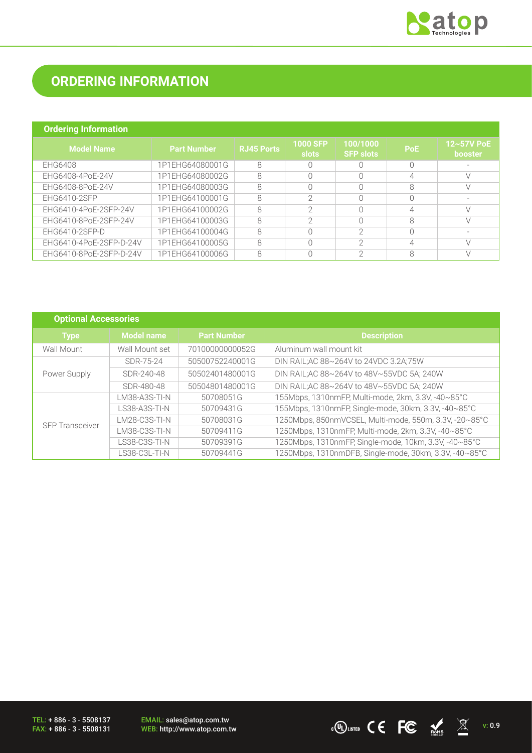# ORDERING INFORMATION

| Ordering Information | | | | | | |
|---|---|---|---|---|---|---|
| **Model Name** | **Part Number** | **RJ45 Ports** | **1000 SFP slots** | **100/1000 SFP slots** | **PoE** | **12~57V PoE booster** |
| EHG6408 | 1P1EHG64080001G | 8 | 0 | 0 | 0 | - |
| EHG6408-4PoE-24V | 1P1EHG64080002G | 8 | 0 | 0 | 4 | V |
| EHG6408-8PoE-24V | 1P1EHG64080003G | 8 | 0 | 0 | 8 | V |
| EHG6410-2SFP | 1P1EHG64100001G | 8 | 2 | 0 | 0 | - |
| EHG6410-4PoE-2SFP-24V | 1P1EHG64100002G | 8 | 2 | 0 | 4 | V |
| EHG6410-8PoE-2SFP-24V | 1P1EHG64100003G | 8 | 2 | 0 | 8 | V |
| EHG6410-2SFP-D | 1P1EHG64100004G | 8 | 0 | 2 | 0 | - |
| EHG6410-4PoE-2SFP-D-24V | 1P1EHG64100005G | 8 | 0 | 2 | 4 | V |
| EHG6410-8PoE-2SFP-D-24V | 1P1EHG64100006G | 8 | 0 | 2 | 8 | V |

| Optional Accessories | | | |
|---|---|---|---|
| **Type** | **Model name** | **Part Number** | **Description** |
| Wall Mount | Wall Mount set | 70100000000052G | Aluminum wall mount kit |
| Power Supply | SDR-75-24 | 50500752240001G | DIN RAIL;AC 88~264V to 24VDC 3.2A;75W |
| | SDR-240-48 | 50502401480001G | DIN RAIL;AC 88~264V to 48V~55VDC 5A; 240W |
| | SDR-480-48 | 50504801480001G | DIN RAIL;AC 88~264V to 48V~55VDC 5A; 240W |
| SFP Transceiver | LM38-A3S-TI-N | 50708051G | 155Mbps, 1310nmFP, Multi-mode, 2km, 3.3V, -40~85°C |
| | LS38-A3S-TI-N | 50709431G | 155Mbps, 1310nmFP, Single-mode, 30km, 3.3V, -40~85°C |
| | LM28-C3S-TI-N | 50708031G | 1250Mbps, 850nmVCSEL, Multi-mode, 550m, 3.3V, -20~85°C |
| | LM38-C3S-TI-N | 50709411G | 1250Mbps, 1310nmFP, Multi-mode, 2km, 3.3V, -40~85°C |
| | LS38-C3S-TI-N | 50709391G | 1250Mbps, 1310nmFP, Single-mode, 10km, 3.3V, -40~85°C |
| | LS38-C3L-TI-N | 50709441G | 1250Mbps, 1310nmDFB, Single-mode, 30km, 3.3V, -40~85°C |

TEL: + 886 - 3 - 5508137
FAX: + 886 - 3 - 5508131

EMAIL: sales@atop.com.tw
WEB: http://www.atop.com.tw

v: 0.9